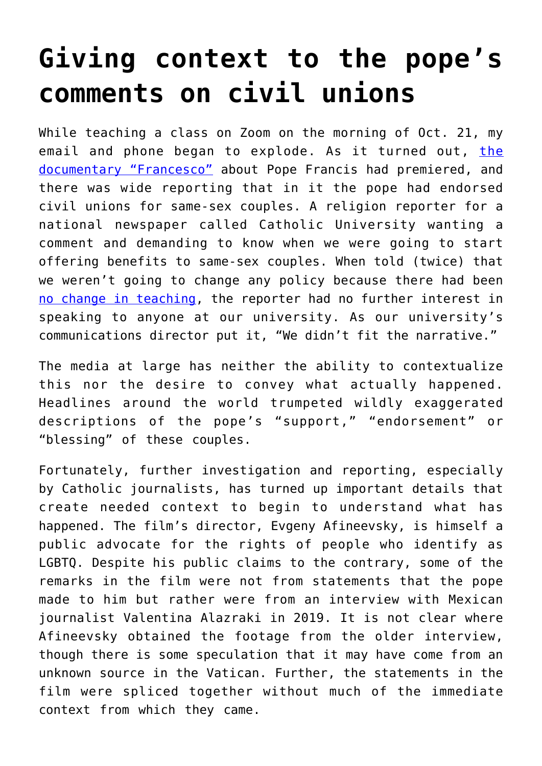# Giving context to the pope's comments on civil unions

While teaching a class on Zoom on the morning of Oct. 21, my email and phone began to explode. As it turned out, the documentary "Francesco" about Pope Francis had premiered, and there was wide reporting that in it the pope had endorsed civil unions for same-sex couples. A religion reporter for a national newspaper called Catholic University wanting a comment and demanding to know when we were going to start offering benefits to same-sex couples. When told (twice) that we weren't going to change any policy because there had been no change in teaching, the reporter had no further interest in speaking to anyone at our university. As our university's communications director put it, "We didn't fit the narrative."

The media at large has neither the ability to contextualize this nor the desire to convey what actually happened. Headlines around the world trumpeted wildly exaggerated descriptions of the pope's "support," "endorsement" or "blessing" of these couples.

Fortunately, further investigation and reporting, especially by Catholic journalists, has turned up important details that create needed context to begin to understand what has happened. The film's director, Evgeny Afineevsky, is himself a public advocate for the rights of people who identify as LGBTQ. Despite his public claims to the contrary, some of the remarks in the film were not from statements that the pope made to him but rather were from an interview with Mexican journalist Valentina Alazraki in 2019. It is not clear where Afineevsky obtained the footage from the older interview, though there is some speculation that it may have come from an unknown source in the Vatican. Further, the statements in the film were spliced together without much of the immediate context from which they came.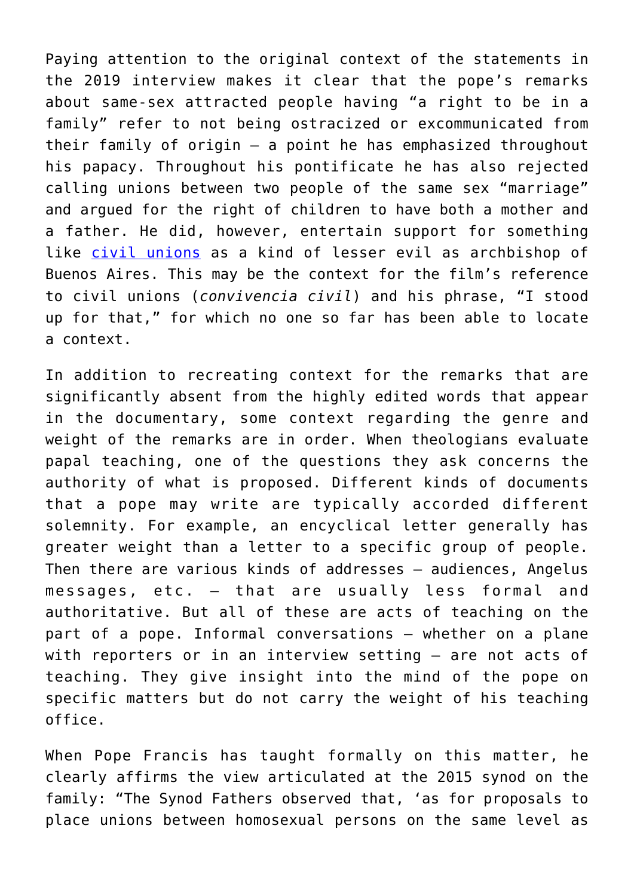Paying attention to the original context of the statements in the 2019 interview makes it clear that the pope's remarks about same-sex attracted people having "a right to be in a family" refer to not being ostracized or excommunicated from their family of origin – a point he has emphasized throughout his papacy. Throughout his pontificate he has also rejected calling unions between two people of the same sex "marriage" and argued for the right of children to have both a mother and a father. He did, however, entertain support for something like [civil unions] as a kind of lesser evil as archbishop of Buenos Aires. This may be the context for the film's reference to civil unions (*convivencia civil*) and his phrase, "I stood up for that," for which no one so far has been able to locate a context.

In addition to recreating context for the remarks that are significantly absent from the highly edited words that appear in the documentary, some context regarding the genre and weight of the remarks are in order. When theologians evaluate papal teaching, one of the questions they ask concerns the authority of what is proposed. Different kinds of documents that a pope may write are typically accorded different solemnity. For example, an encyclical letter generally has greater weight than a letter to a specific group of people. Then there are various kinds of addresses – audiences, Angelus messages, etc. – that are usually less formal and authoritative. But all of these are acts of teaching on the part of a pope. Informal conversations – whether on a plane with reporters or in an interview setting – are not acts of teaching. They give insight into the mind of the pope on specific matters but do not carry the weight of his teaching office.

When Pope Francis has taught formally on this matter, he clearly affirms the view articulated at the 2015 synod on the family: "The Synod Fathers observed that, 'as for proposals to place unions between homosexual persons on the same level as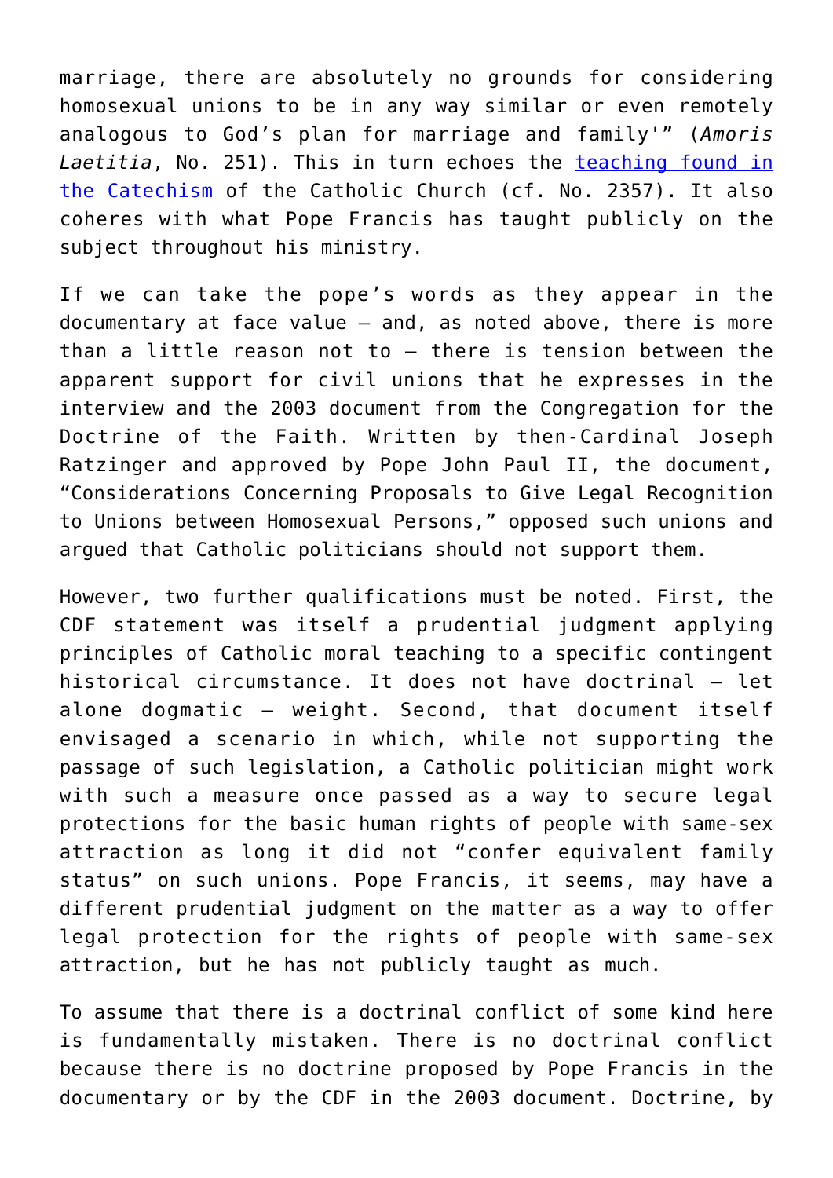marriage, there are absolutely no grounds for considering homosexual unions to be in any way similar or even remotely analogous to God's plan for marriage and family'" (*Amoris Laetitia*, No. 251). This in turn echoes the [teaching found in the Catechism](#) of the Catholic Church (cf. No. 2357). It also coheres with what Pope Francis has taught publicly on the subject throughout his ministry.

If we can take the pope's words as they appear in the documentary at face value — and, as noted above, there is more than a little reason not to — there is tension between the apparent support for civil unions that he expresses in the interview and the 2003 document from the Congregation for the Doctrine of the Faith. Written by then-Cardinal Joseph Ratzinger and approved by Pope John Paul II, the document, "Considerations Concerning Proposals to Give Legal Recognition to Unions between Homosexual Persons," opposed such unions and argued that Catholic politicians should not support them.

However, two further qualifications must be noted. First, the CDF statement was itself a prudential judgment applying principles of Catholic moral teaching to a specific contingent historical circumstance. It does not have doctrinal — let alone dogmatic — weight. Second, that document itself envisaged a scenario in which, while not supporting the passage of such legislation, a Catholic politician might work with such a measure once passed as a way to secure legal protections for the basic human rights of people with same-sex attraction as long it did not "confer equivalent family status" on such unions. Pope Francis, it seems, may have a different prudential judgment on the matter as a way to offer legal protection for the rights of people with same-sex attraction, but he has not publicly taught as much.

To assume that there is a doctrinal conflict of some kind here is fundamentally mistaken. There is no doctrinal conflict because there is no doctrine proposed by Pope Francis in the documentary or by the CDF in the 2003 document. Doctrine, by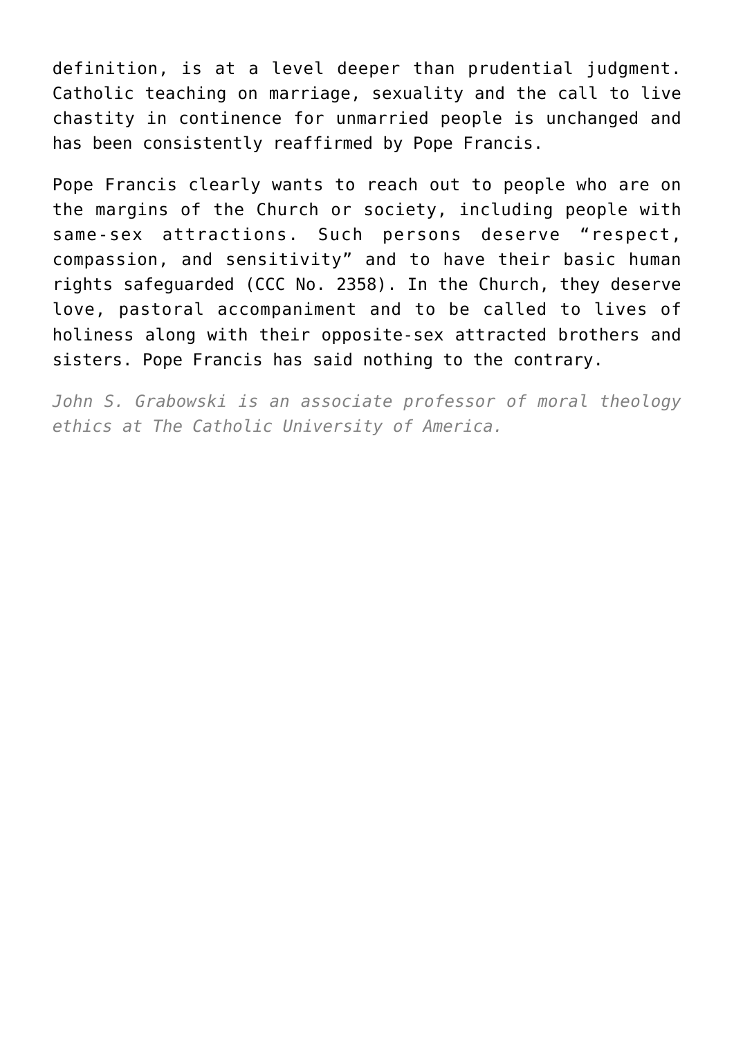definition, is at a level deeper than prudential judgment. Catholic teaching on marriage, sexuality and the call to live chastity in continence for unmarried people is unchanged and has been consistently reaffirmed by Pope Francis.

Pope Francis clearly wants to reach out to people who are on the margins of the Church or society, including people with same-sex attractions. Such persons deserve "respect, compassion, and sensitivity" and to have their basic human rights safeguarded (CCC No. 2358). In the Church, they deserve love, pastoral accompaniment and to be called to lives of holiness along with their opposite-sex attracted brothers and sisters. Pope Francis has said nothing to the contrary.

*John S. Grabowski is an associate professor of moral theology ethics at The Catholic University of America.*